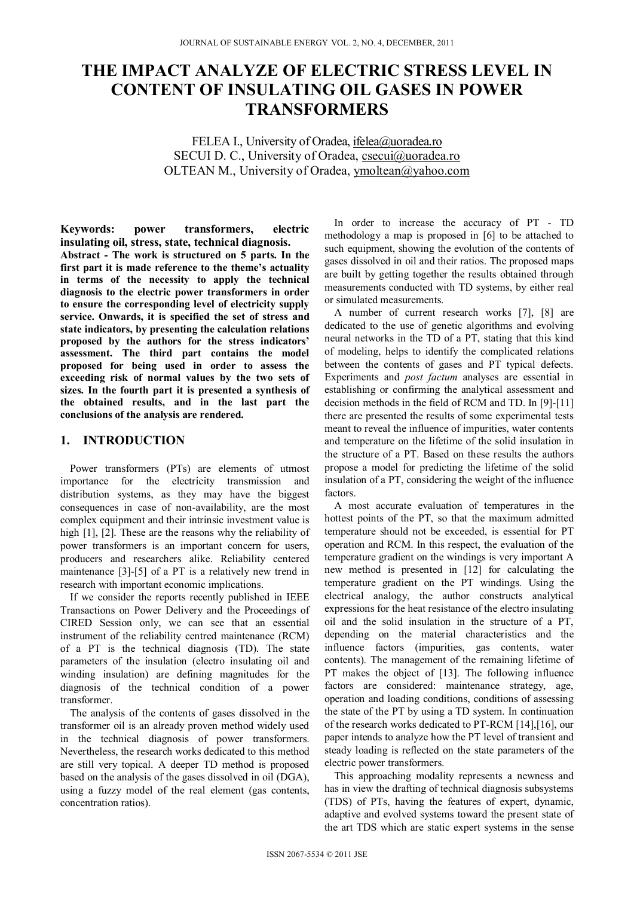# THE IMPACT ANALYZE OF ELECTRIC STRESS LEVEL IN CONTENT OF INSULATING OIL GASES IN POWER TRANSFORMERS

FELEA I., University of Oradea, ifelea@uoradea.ro
SECUI D. C., University of Oradea, csecui@uoradea.ro
OLTEAN M., University of Oradea, ymoltean@yahoo.com

**Keywords: power transformers, electric insulating oil, stress, state, technical diagnosis.**

**Abstract - The work is structured on 5 parts. In the first part it is made reference to the theme's actuality in terms of the necessity to apply the technical diagnosis to the electric power transformers in order to ensure the corresponding level of electricity supply service. Onwards, it is specified the set of stress and state indicators, by presenting the calculation relations proposed by the authors for the stress indicators' assessment. The third part contains the model proposed for being used in order to assess the exceeding risk of normal values by the two sets of sizes. In the fourth part it is presented a synthesis of the obtained results, and in the last part the conclusions of the analysis are rendered.**

## 1. INTRODUCTION

Power transformers (PTs) are elements of utmost importance for the electricity transmission and distribution systems, as they may have the biggest consequences in case of non-availability, are the most complex equipment and their intrinsic investment value is high [1], [2]. These are the reasons why the reliability of power transformers is an important concern for users, producers and researchers alike. Reliability centered maintenance [3]-[5] of a PT is a relatively new trend in research with important economic implications.

If we consider the reports recently published in IEEE Transactions on Power Delivery and the Proceedings of CIRED Session only, we can see that an essential instrument of the reliability centred maintenance (RCM) of a PT is the technical diagnosis (TD). The state parameters of the insulation (electro insulating oil and winding insulation) are defining magnitudes for the diagnosis of the technical condition of a power transformer.

The analysis of the contents of gases dissolved in the transformer oil is an already proven method widely used in the technical diagnosis of power transformers. Nevertheless, the research works dedicated to this method are still very topical. A deeper TD method is proposed based on the analysis of the gases dissolved in oil (DGA), using a fuzzy model of the real element (gas contents, concentration ratios).

In order to increase the accuracy of PT - TD methodology a map is proposed in [6] to be attached to such equipment, showing the evolution of the contents of gases dissolved in oil and their ratios. The proposed maps are built by getting together the results obtained through measurements conducted with TD systems, by either real or simulated measurements.

A number of current research works [7], [8] are dedicated to the use of genetic algorithms and evolving neural networks in the TD of a PT, stating that this kind of modeling, helps to identify the complicated relations between the contents of gases and PT typical defects. Experiments and *post factum* analyses are essential in establishing or confirming the analytical assessment and decision methods in the field of RCM and TD. In [9]-[11] there are presented the results of some experimental tests meant to reveal the influence of impurities, water contents and temperature on the lifetime of the solid insulation in the structure of a PT. Based on these results the authors propose a model for predicting the lifetime of the solid insulation of a PT, considering the weight of the influence factors.

A most accurate evaluation of temperatures in the hottest points of the PT, so that the maximum admitted temperature should not be exceeded, is essential for PT operation and RCM. In this respect, the evaluation of the temperature gradient on the windings is very important A new method is presented in [12] for calculating the temperature gradient on the PT windings. Using the electrical analogy, the author constructs analytical expressions for the heat resistance of the electro insulating oil and the solid insulation in the structure of a PT, depending on the material characteristics and the influence factors (impurities, gas contents, water contents). The management of the remaining lifetime of PT makes the object of [13]. The following influence factors are considered: maintenance strategy, age, operation and loading conditions, conditions of assessing the state of the PT by using a TD system. In continuation of the research works dedicated to PT-RCM [14],[16], our paper intends to analyze how the PT level of transient and steady loading is reflected on the state parameters of the electric power transformers.

This approaching modality represents a newness and has in view the drafting of technical diagnosis subsystems (TDS) of PTs, having the features of expert, dynamic, adaptive and evolved systems toward the present state of the art TDS which are static expert systems in the sense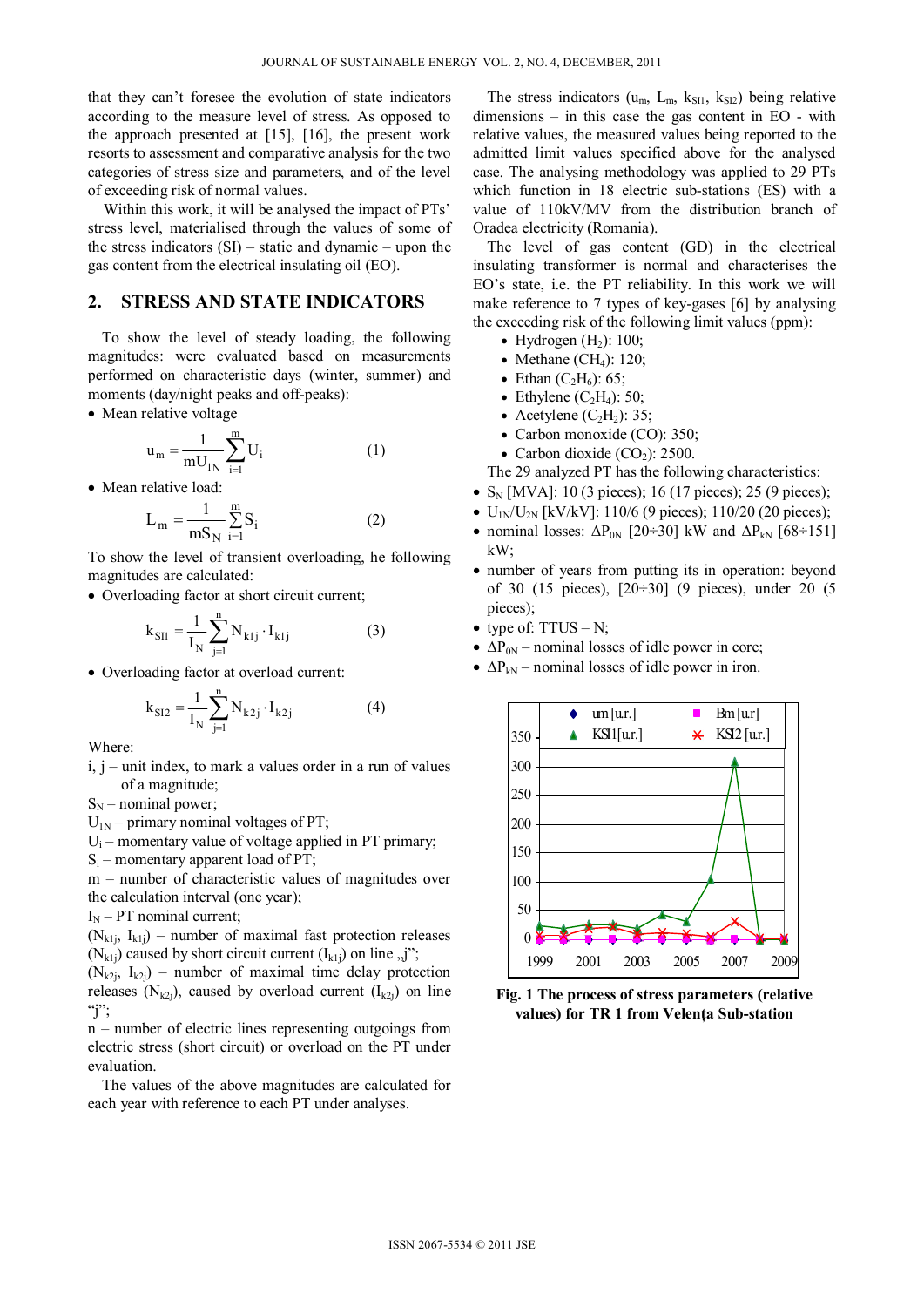that they can't foresee the evolution of state indicators according to the measure level of stress. As opposed to the approach presented at [15], [16], the present work resorts to assessment and comparative analysis for the two categories of stress size and parameters, and of the level of exceeding risk of normal values.

Within this work, it will be analysed the impact of PTs' stress level, materialised through the values of some of the stress indicators (SI) – static and dynamic – upon the gas content from the electrical insulating oil (EO).

## 2. STRESS AND STATE INDICATORS

To show the level of steady loading, the following magnitudes: were evaluated based on measurements performed on characteristic days (winter, summer) and moments (day/night peaks and off-peaks):

- Mean relative voltage

$$u_m = \frac{1}{mU_{1N}} \sum_{i=1}^{m} U_i \tag{1}$$

- Mean relative load:

$$L_m = \frac{1}{mS_N} \sum_{i=1}^{m} S_i \tag{2}$$

To show the level of transient overloading, he following magnitudes are calculated:

- Overloading factor at short circuit current;

$$k_{SI1} = \frac{1}{I_N} \sum_{j=1}^{n} N_{k1j} \cdot I_{k1j} \tag{3}$$

- Overloading factor at overload current:

$$k_{SI2} = \frac{1}{I_N} \sum_{j=1}^{n} N_{k2j} \cdot I_{k2j} \tag{4}$$

Where:

i, j – unit index, to mark a values order in a run of values of a magnitude;
$S_N$ – nominal power;
$U_{1N}$ – primary nominal voltages of PT;
$U_i$ – momentary value of voltage applied in PT primary;
$S_i$ – momentary apparent load of PT;
m – number of characteristic values of magnitudes over the calculation interval (one year);
$I_N$ – PT nominal current;
($N_{k1j}$, $I_{k1j}$) – number of maximal fast protection releases ($N_{k1j}$) caused by short circuit current ($I_{k1j}$) on line „j";
($N_{k2j}$, $I_{k2j}$) – number of maximal time delay protection releases ($N_{k2j}$), caused by overload current ($I_{k2j}$) on line "j";
n – number of electric lines representing outgoings from electric stress (short circuit) or overload on the PT under evaluation.

The values of the above magnitudes are calculated for each year with reference to each PT under analyses.

The stress indicators ($u_m$, $L_m$, $k_{SI1}$, $k_{SI2}$) being relative dimensions – in this case the gas content in EO - with relative values, the measured values being reported to the admitted limit values specified above for the analysed case. The analysing methodology was applied to 29 PTs which function in 18 electric sub-stations (ES) with a value of 110kV/MV from the distribution branch of Oradea electricity (Romania).

The level of gas content (GD) in the electrical insulating transformer is normal and characterises the EO's state, i.e. the PT reliability. In this work we will make reference to 7 types of key-gases [6] by analysing the exceeding risk of the following limit values (ppm):

- Hydrogen ($H_2$): 100;
- Methane ($CH_4$): 120;
- Ethan ($C_2H_6$): 65;
- Ethylene ($C_2H_4$): 50;
- Acetylene ($C_2H_2$): 35;
- Carbon monoxide (CO): 350;
- Carbon dioxide ($CO_2$): 2500.

The 29 analyzed PT has the following characteristics:

- $S_N$ [MVA]: 10 (3 pieces); 16 (17 pieces); 25 (9 pieces);
- $U_{1N}/U_{2N}$ [kV/kV]: 110/6 (9 pieces); 110/20 (20 pieces);
- nominal losses: $\Delta P_{0N}$ [20÷30] kW and $\Delta P_{kN}$ [68÷151] kW;
- number of years from putting its in operation: beyond of 30 (15 pieces), [20÷30] (9 pieces), under 20 (5 pieces);
- type of: TTUS – N;
- $\Delta P_{0N}$ – nominal losses of idle power in core;
- $\Delta P_{kN}$ – nominal losses of idle power in iron.

**Fig. 1 The process of stress parameters (relative values) for TR 1 from Velența Sub-station**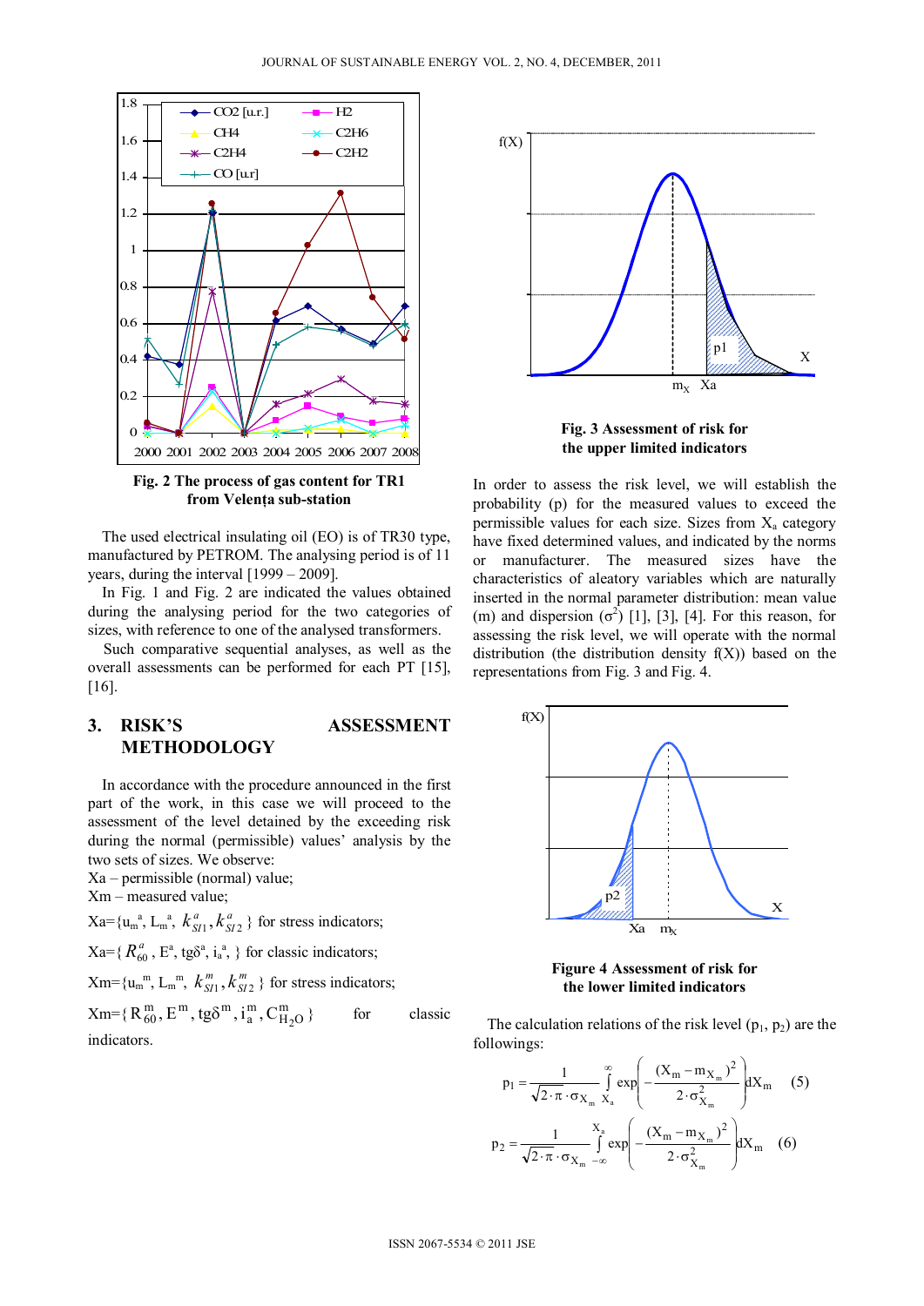Fig. 2 The process of gas content for TR1 from Velența sub-station

The used electrical insulating oil (EO) is of TR30 type, manufactured by PETROM. The analysing period is of 11 years, during the interval [1999 – 2009].

In Fig. 1 and Fig. 2 are indicated the values obtained during the analysing period for the two categories of sizes, with reference to one of the analysed transformers.

Such comparative sequential analyses, as well as the overall assessments can be performed for each PT [15], [16].

## 3. RISK'S ASSESSMENT METHODOLOGY

In accordance with the procedure announced in the first part of the work, in this case we will proceed to the assessment of the level detained by the exceeding risk during the normal (permissible) values' analysis by the two sets of sizes. We observe:

Xa – permissible (normal) value;

Xm – measured value;

Xa={$u_m^a$, $L_m^a$, $k_{SI1}^a, k_{SI2}^a$ } for stress indicators;

Xa={ $R_{60}^a$, $E^a$, $tg\delta^a$, $i_a^a$, } for classic indicators;

Xm={$u_m^m$, $L_m^m$, $k_{SI1}^m, k_{SI2}^m$ } for stress indicators;

Xm={ $R_{60}^m, E^m, tg\delta^m, i_a^m, C_{H_2O}^m$ } for classic indicators.

Fig. 3 Assessment of risk for the upper limited indicators

In order to assess the risk level, we will establish the probability (p) for the measured values to exceed the permissible values for each size. Sizes from $X_a$ category have fixed determined values, and indicated by the norms or manufacturer. The measured sizes have the characteristics of aleatory variables which are naturally inserted in the normal parameter distribution: mean value (m) and dispersion ($\sigma^2$) [1], [3], [4]. For this reason, for assessing the risk level, we will operate with the normal distribution (the distribution density f(X)) based on the representations from Fig. 3 and Fig. 4.

Figure 4 Assessment of risk for the lower limited indicators

The calculation relations of the risk level ($p_1$, $p_2$) are the followings:

$$p_1 = \frac{1}{\sqrt{2 \cdot \pi} \cdot \sigma_{X_m}} \int_{X_a}^{\infty} \exp\left(-\frac{(X_m - m_{X_m})^2}{2 \cdot \sigma_{X_m}^2}\right) dX_m \quad (5)$$

$$p_2 = \frac{1}{\sqrt{2 \cdot \pi} \cdot \sigma_{X_m}} \int_{-\infty}^{X_a} \exp\left(-\frac{(X_m - m_{X_m})^2}{2 \cdot \sigma_{X_m}^2}\right) dX_m \quad (6)$$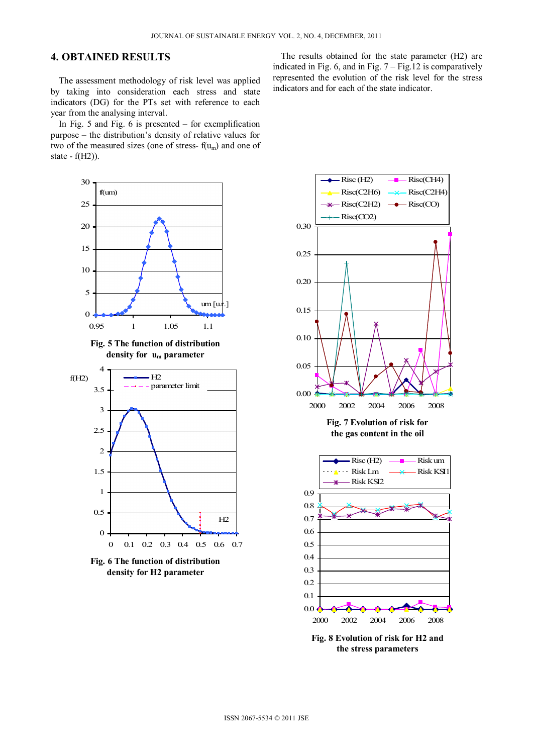## 4. OBTAINED RESULTS

The assessment methodology of risk level was applied by taking into consideration each stress and state indicators (DG) for the PTs set with reference to each year from the analysing interval.

In Fig. 5 and Fig. 6 is presented – for exemplification purpose – the distribution's density of relative values for two of the measured sizes (one of stress- $f(u_m)$ and one of state - $f(H2)$).

The results obtained for the state parameter (H2) are indicated in Fig. 6, and in Fig. 7 – Fig.12 is comparatively represented the evolution of the risk level for the stress indicators and for each of the state indicator.

**Fig. 5 The function of distribution density for $u_m$ parameter**

**Fig. 6 The function of distribution density for H2 parameter**

**Fig. 7 Evolution of risk for the gas content in the oil**

**Fig. 8 Evolution of risk for H2 and the stress parameters**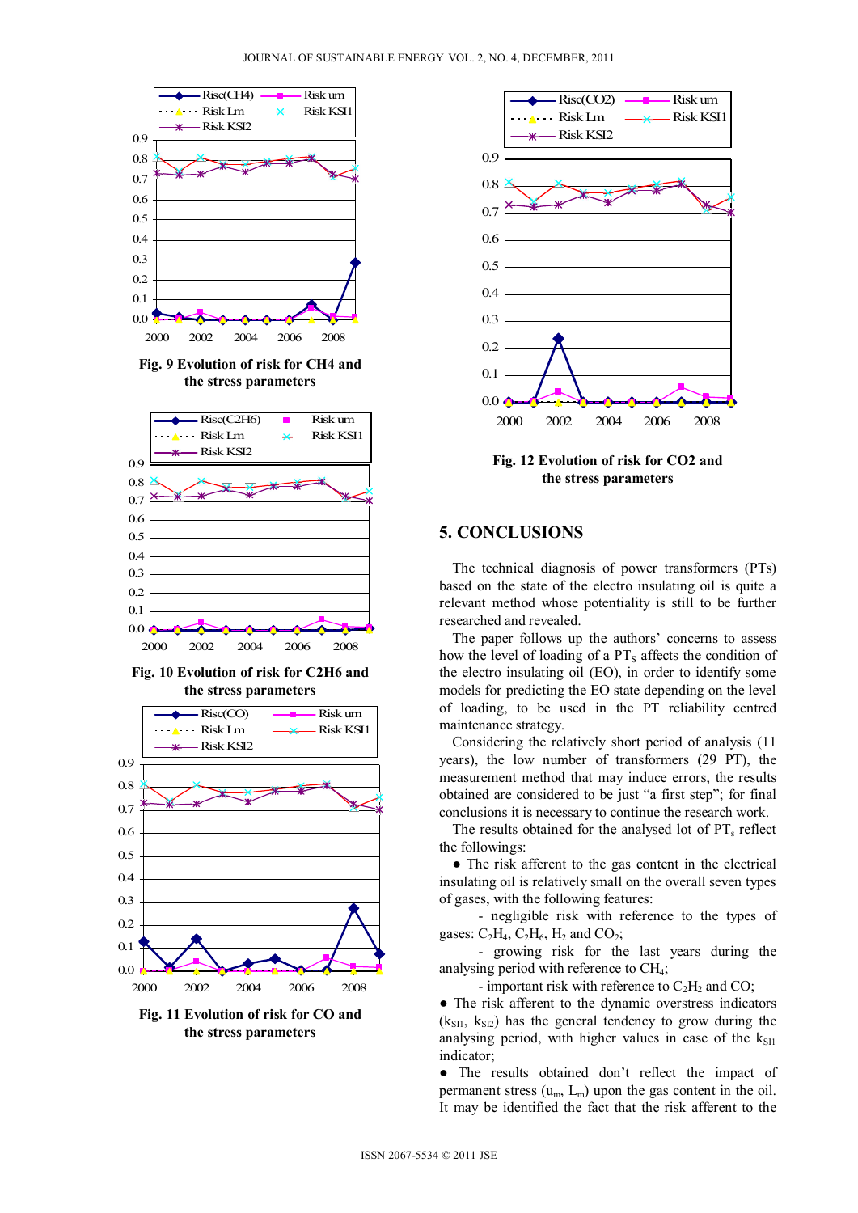Fig. 9 Evolution of risk for CH4 and the stress parameters

Fig. 10 Evolution of risk for C2H6 and the stress parameters

Fig. 11 Evolution of risk for CO and the stress parameters

Fig. 12 Evolution of risk for CO2 and the stress parameters

## 5. CONCLUSIONS

The technical diagnosis of power transformers (PTs) based on the state of the electro insulating oil is quite a relevant method whose potentiality is still to be further researched and revealed.

The paper follows up the authors' concerns to assess how the level of loading of a $PT_S$ affects the condition of the electro insulating oil (EO), in order to identify some models for predicting the EO state depending on the level of loading, to be used in the PT reliability centred maintenance strategy.

Considering the relatively short period of analysis (11 years), the low number of transformers (29 PT), the measurement method that may induce errors, the results obtained are considered to be just "a first step"; for final conclusions it is necessary to continue the research work.

The results obtained for the analysed lot of $PT_s$ reflect the followings:

- The risk afferent to the gas content in the electrical insulating oil is relatively small on the overall seven types of gases, with the following features:
  - negligible risk with reference to the types of gases: $C_2H_4$, $C_2H_6$, $H_2$ and $CO_2$;
  - growing risk for the last years during the analysing period with reference to $CH_4$;
  - important risk with reference to $C_2H_2$ and CO;
- The risk afferent to the dynamic overstress indicators ($k_{SI1}$, $k_{SI2}$) has the general tendency to grow during the analysing period, with higher values in case of the $k_{SI1}$ indicator;
- The results obtained don't reflect the impact of permanent stress ($u_m$, $L_m$) upon the gas content in the oil. It may be identified the fact that the risk afferent to the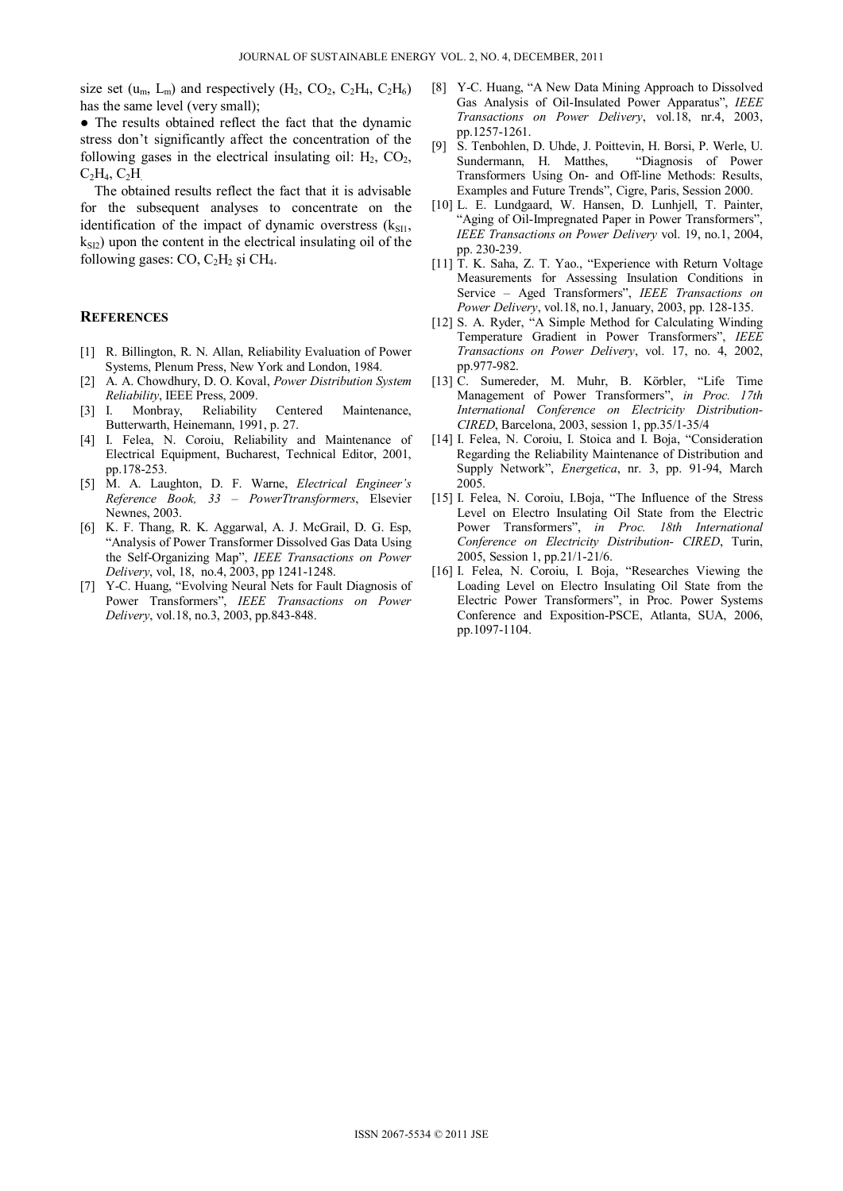size set ($u_m$, $L_m$) and respectively ($H_2$, $CO_2$, $C_2H_4$, $C_2H_6$) has the same level (very small);

● The results obtained reflect the fact that the dynamic stress don't significantly affect the concentration of the following gases in the electrical insulating oil: $H_2$, $CO_2$, $C_2H_4$, $C_2H$.

The obtained results reflect the fact that it is advisable for the subsequent analyses to concentrate on the identification of the impact of dynamic overstress ($k_{SI1}$, $k_{SI2}$) upon the content in the electrical insulating oil of the following gases: $CO$, $C_2H_2$ şi $CH_4$.

## REFERENCES

[1] R. Billington, R. N. Allan, Reliability Evaluation of Power Systems, Plenum Press, New York and London, 1984.

[2] A. A. Chowdhury, D. O. Koval, *Power Distribution System Reliability*, IEEE Press, 2009.

[3] I. Monbray, Reliability Centered Maintenance, Butterwarth, Heinemann, 1991, p. 27.

[4] I. Felea, N. Coroiu, Reliability and Maintenance of Electrical Equipment, Bucharest, Technical Editor, 2001, pp.178-253.

[5] M. A. Laughton, D. F. Warne, *Electrical Engineer's Reference Book, 33 – PowerTtransformers*, Elsevier Newnes, 2003.

[6] K. F. Thang, R. K. Aggarwal, A. J. McGrail, D. G. Esp, "Analysis of Power Transformer Dissolved Gas Data Using the Self-Organizing Map", *IEEE Transactions on Power Delivery*, vol, 18, no.4, 2003, pp 1241-1248.

[7] Y-C. Huang, "Evolving Neural Nets for Fault Diagnosis of Power Transformers", *IEEE Transactions on Power Delivery*, vol.18, no.3, 2003, pp.843-848.

[8] Y-C. Huang, "A New Data Mining Approach to Dissolved Gas Analysis of Oil-Insulated Power Apparatus", *IEEE Transactions on Power Delivery*, vol.18, nr.4, 2003, pp.1257-1261.

[9] S. Tenbohlen, D. Uhde, J. Poittevin, H. Borsi, P. Werle, U. Sundermann, H. Matthes, "Diagnosis of Power Transformers Using On- and Off-line Methods: Results, Examples and Future Trends", Cigre, Paris, Session 2000.

[10] L. E. Lundgaard, W. Hansen, D. Lunhjell, T. Painter, "Aging of Oil-Impregnated Paper in Power Transformers", *IEEE Transactions on Power Delivery* vol. 19, no.1, 2004, pp. 230-239.

[11] T. K. Saha, Z. T. Yao., "Experience with Return Voltage Measurements for Assessing Insulation Conditions in Service – Aged Transformers", *IEEE Transactions on Power Delivery*, vol.18, no.1, January, 2003, pp. 128-135.

[12] S. A. Ryder, "A Simple Method for Calculating Winding Temperature Gradient in Power Transformers", *IEEE Transactions on Power Delivery*, vol. 17, no. 4, 2002, pp.977-982.

[13] C. Sumereder, M. Muhr, B. Körbler, "Life Time Management of Power Transformers", *in Proc. 17th International Conference on Electricity Distribution-CIRED*, Barcelona, 2003, session 1, pp.35/1-35/4

[14] I. Felea, N. Coroiu, I. Stoica and I. Boja, "Consideration Regarding the Reliability Maintenance of Distribution and Supply Network", *Energetica*, nr. 3, pp. 91-94, March 2005.

[15] I. Felea, N. Coroiu, I.Boja, "The Influence of the Stress Level on Electro Insulating Oil State from the Electric Power Transformers", *in Proc. 18th International Conference on Electricity Distribution- CIRED*, Turin, 2005, Session 1, pp.21/1-21/6.

[16] I. Felea, N. Coroiu, I. Boja, "Researches Viewing the Loading Level on Electro Insulating Oil State from the Electric Power Transformers", in Proc. Power Systems Conference and Exposition-PSCE, Atlanta, SUA, 2006, pp.1097-1104.